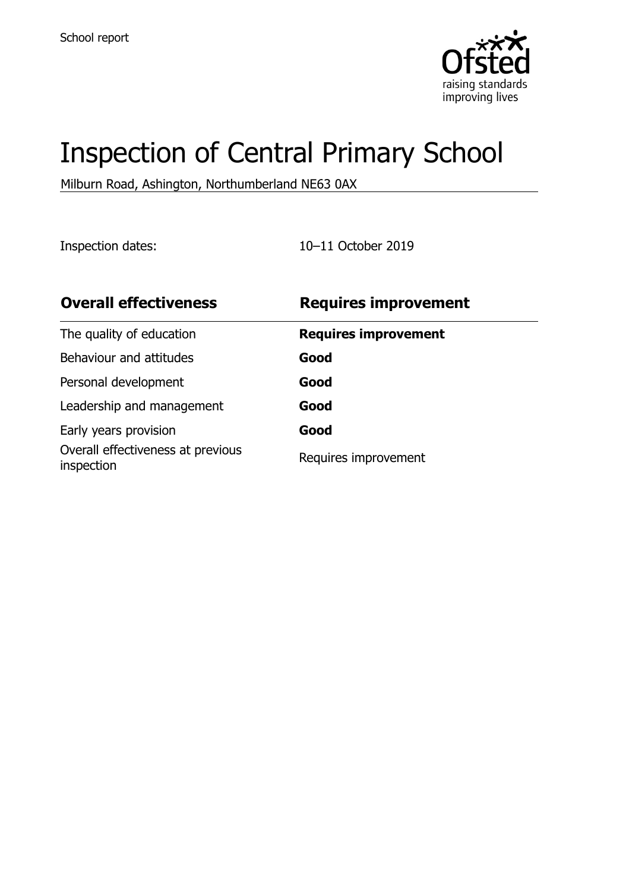School report

# Inspection of Central Primary School

Milburn Road, Ashington, Northumberland NE63 0AX

Inspection dates: 10–11 October 2019

| **Overall effectiveness** | **Requires improvement** |
| --- | --- |
| The quality of education | **Requires improvement** |
| Behaviour and attitudes | **Good** |
| Personal development | **Good** |
| Leadership and management | **Good** |
| Early years provision | **Good** |
| Overall effectiveness at previous inspection | Requires improvement |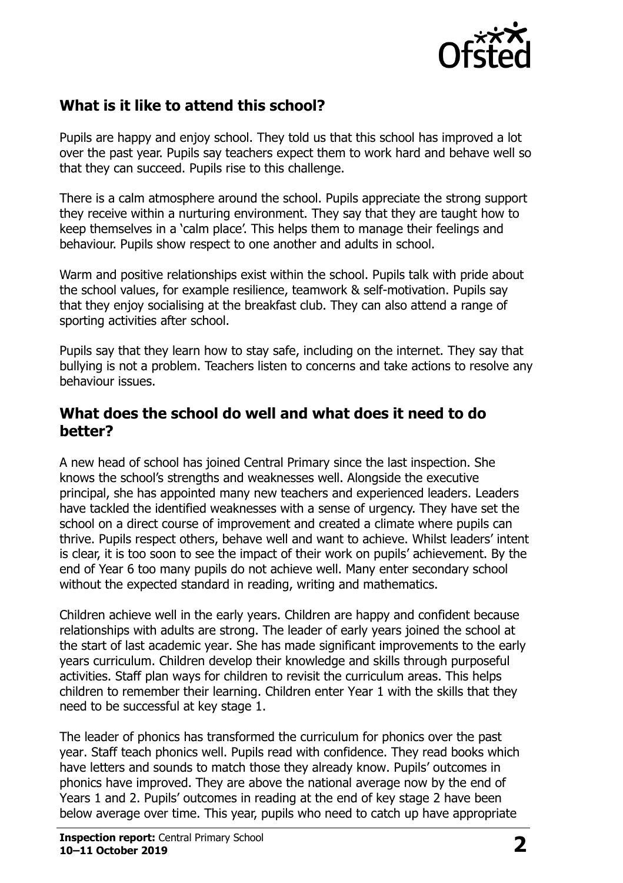## What is it like to attend this school?

Pupils are happy and enjoy school. They told us that this school has improved a lot over the past year. Pupils say teachers expect them to work hard and behave well so that they can succeed. Pupils rise to this challenge.

There is a calm atmosphere around the school. Pupils appreciate the strong support they receive within a nurturing environment. They say that they are taught how to keep themselves in a 'calm place'. This helps them to manage their feelings and behaviour. Pupils show respect to one another and adults in school.

Warm and positive relationships exist within the school. Pupils talk with pride about the school values, for example resilience, teamwork & self-motivation. Pupils say that they enjoy socialising at the breakfast club. They can also attend a range of sporting activities after school.

Pupils say that they learn how to stay safe, including on the internet. They say that bullying is not a problem. Teachers listen to concerns and take actions to resolve any behaviour issues.

## What does the school do well and what does it need to do better?

A new head of school has joined Central Primary since the last inspection. She knows the school's strengths and weaknesses well. Alongside the executive principal, she has appointed many new teachers and experienced leaders. Leaders have tackled the identified weaknesses with a sense of urgency. They have set the school on a direct course of improvement and created a climate where pupils can thrive. Pupils respect others, behave well and want to achieve. Whilst leaders' intent is clear, it is too soon to see the impact of their work on pupils' achievement. By the end of Year 6 too many pupils do not achieve well. Many enter secondary school without the expected standard in reading, writing and mathematics.

Children achieve well in the early years. Children are happy and confident because relationships with adults are strong. The leader of early years joined the school at the start of last academic year. She has made significant improvements to the early years curriculum. Children develop their knowledge and skills through purposeful activities. Staff plan ways for children to revisit the curriculum areas. This helps children to remember their learning. Children enter Year 1 with the skills that they need to be successful at key stage 1.

The leader of phonics has transformed the curriculum for phonics over the past year. Staff teach phonics well. Pupils read with confidence. They read books which have letters and sounds to match those they already know. Pupils' outcomes in phonics have improved. They are above the national average now by the end of Years 1 and 2. Pupils' outcomes in reading at the end of key stage 2 have been below average over time. This year, pupils who need to catch up have appropriate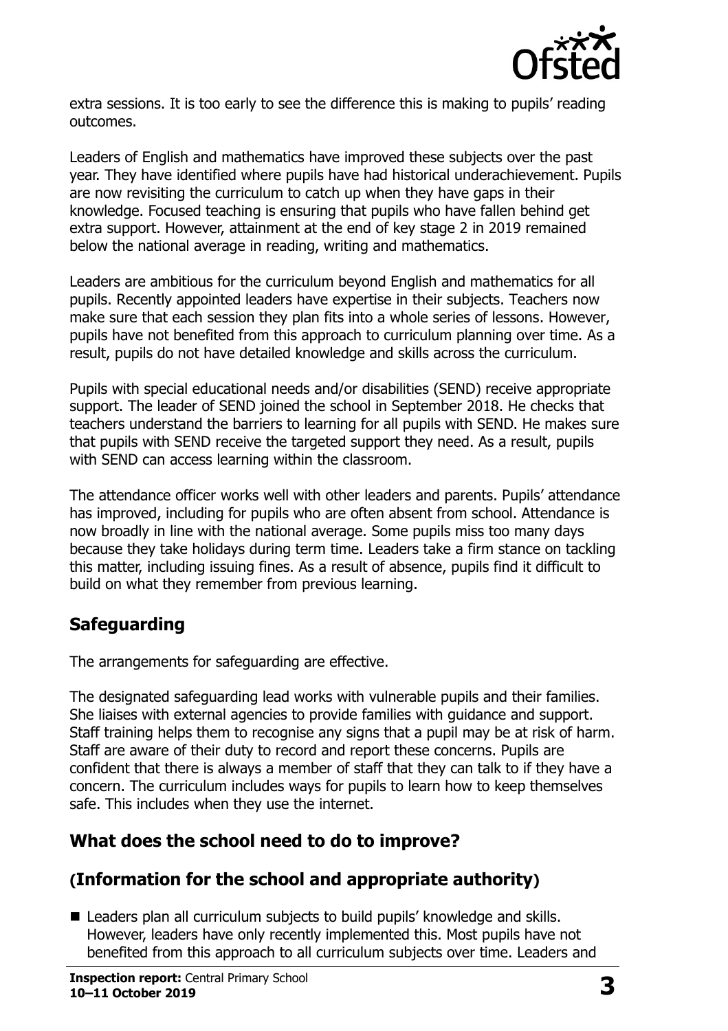extra sessions. It is too early to see the difference this is making to pupils' reading outcomes.

Leaders of English and mathematics have improved these subjects over the past year. They have identified where pupils have had historical underachievement. Pupils are now revisiting the curriculum to catch up when they have gaps in their knowledge. Focused teaching is ensuring that pupils who have fallen behind get extra support. However, attainment at the end of key stage 2 in 2019 remained below the national average in reading, writing and mathematics.

Leaders are ambitious for the curriculum beyond English and mathematics for all pupils. Recently appointed leaders have expertise in their subjects. Teachers now make sure that each session they plan fits into a whole series of lessons. However, pupils have not benefited from this approach to curriculum planning over time. As a result, pupils do not have detailed knowledge and skills across the curriculum.

Pupils with special educational needs and/or disabilities (SEND) receive appropriate support. The leader of SEND joined the school in September 2018. He checks that teachers understand the barriers to learning for all pupils with SEND. He makes sure that pupils with SEND receive the targeted support they need. As a result, pupils with SEND can access learning within the classroom.

The attendance officer works well with other leaders and parents. Pupils' attendance has improved, including for pupils who are often absent from school. Attendance is now broadly in line with the national average. Some pupils miss too many days because they take holidays during term time. Leaders take a firm stance on tackling this matter, including issuing fines. As a result of absence, pupils find it difficult to build on what they remember from previous learning.

## Safeguarding

The arrangements for safeguarding are effective.

The designated safeguarding lead works with vulnerable pupils and their families. She liaises with external agencies to provide families with guidance and support. Staff training helps them to recognise any signs that a pupil may be at risk of harm. Staff are aware of their duty to record and report these concerns. Pupils are confident that there is always a member of staff that they can talk to if they have a concern. The curriculum includes ways for pupils to learn how to keep themselves safe. This includes when they use the internet.

## What does the school need to do to improve?

## (Information for the school and appropriate authority)

- Leaders plan all curriculum subjects to build pupils' knowledge and skills. However, leaders have only recently implemented this. Most pupils have not benefited from this approach to all curriculum subjects over time. Leaders and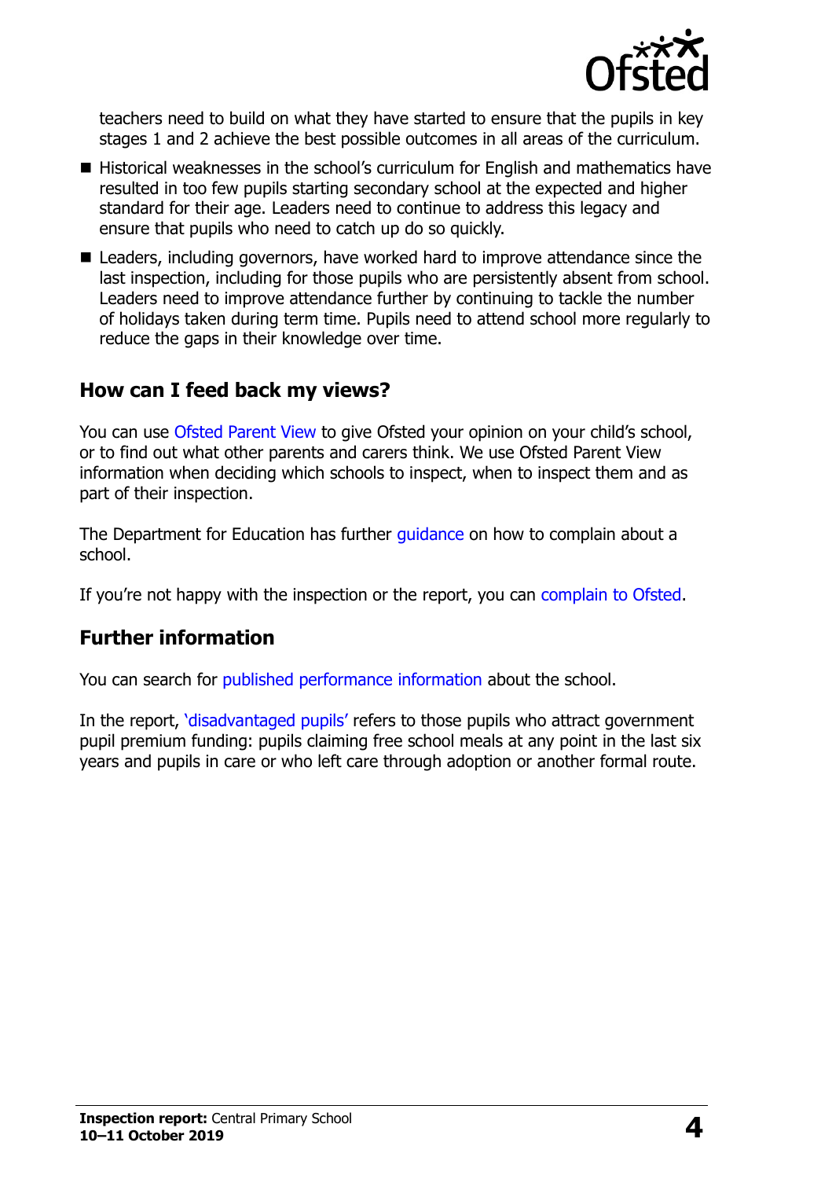teachers need to build on what they have started to ensure that the pupils in key stages 1 and 2 achieve the best possible outcomes in all areas of the curriculum.

- Historical weaknesses in the school's curriculum for English and mathematics have resulted in too few pupils starting secondary school at the expected and higher standard for their age. Leaders need to continue to address this legacy and ensure that pupils who need to catch up do so quickly.
- Leaders, including governors, have worked hard to improve attendance since the last inspection, including for those pupils who are persistently absent from school. Leaders need to improve attendance further by continuing to tackle the number of holidays taken during term time. Pupils need to attend school more regularly to reduce the gaps in their knowledge over time.

## How can I feed back my views?

You can use Ofsted Parent View to give Ofsted your opinion on your child's school, or to find out what other parents and carers think. We use Ofsted Parent View information when deciding which schools to inspect, when to inspect them and as part of their inspection.

The Department for Education has further guidance on how to complain about a school.

If you're not happy with the inspection or the report, you can complain to Ofsted.

## Further information

You can search for published performance information about the school.

In the report, 'disadvantaged pupils' refers to those pupils who attract government pupil premium funding: pupils claiming free school meals at any point in the last six years and pupils in care or who left care through adoption or another formal route.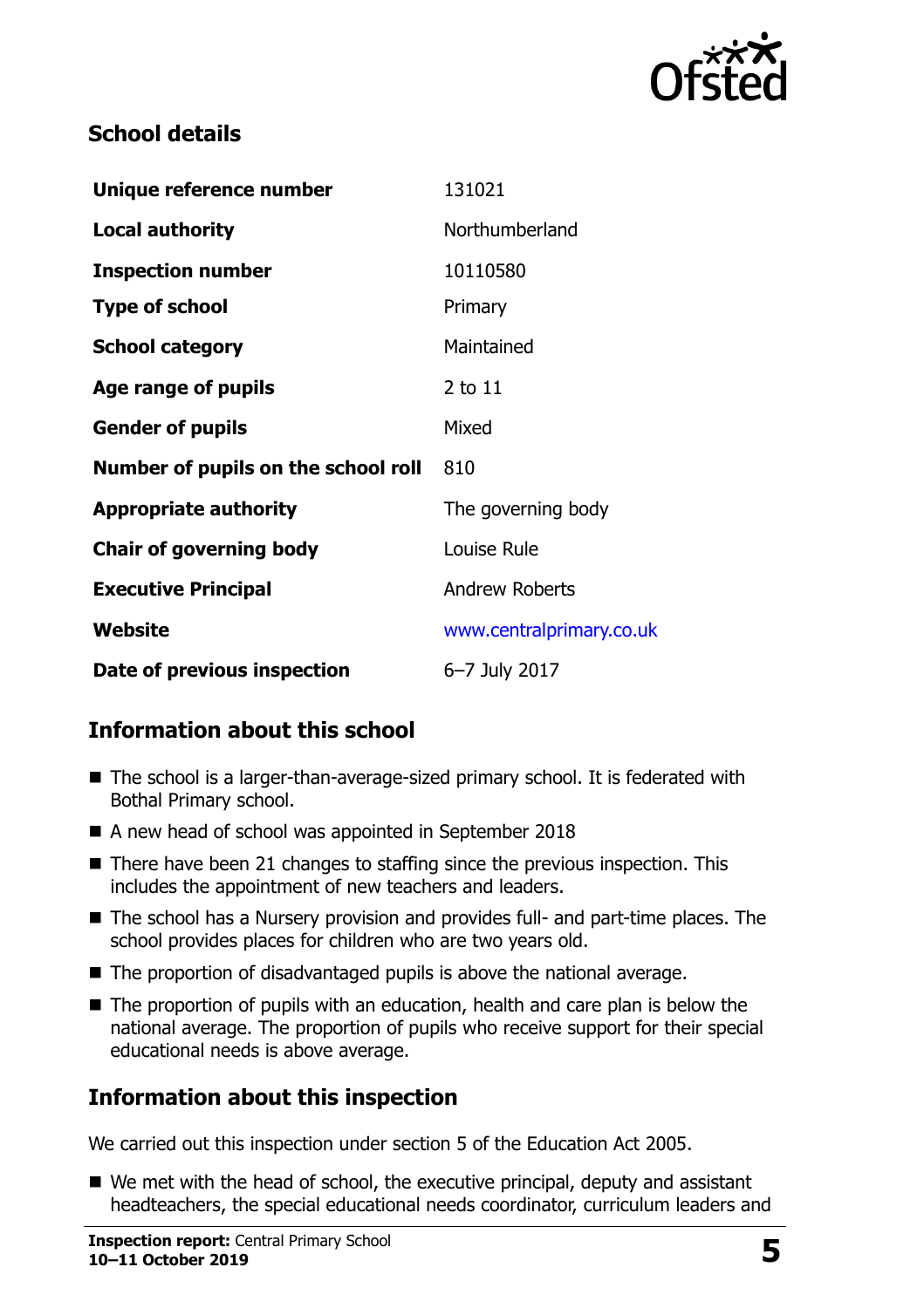## School details

| | |
|---|---|
| **Unique reference number** | 131021 |
| **Local authority** | Northumberland |
| **Inspection number** | 10110580 |
| **Type of school** | Primary |
| **School category** | Maintained |
| **Age range of pupils** | 2 to 11 |
| **Gender of pupils** | Mixed |
| **Number of pupils on the school roll** | 810 |
| **Appropriate authority** | The governing body |
| **Chair of governing body** | Louise Rule |
| **Executive Principal** | Andrew Roberts |
| **Website** | www.centralprimary.co.uk |
| **Date of previous inspection** | 6–7 July 2017 |

## Information about this school

- The school is a larger-than-average-sized primary school. It is federated with Bothal Primary school.
- A new head of school was appointed in September 2018
- There have been 21 changes to staffing since the previous inspection. This includes the appointment of new teachers and leaders.
- The school has a Nursery provision and provides full- and part-time places. The school provides places for children who are two years old.
- The proportion of disadvantaged pupils is above the national average.
- The proportion of pupils with an education, health and care plan is below the national average. The proportion of pupils who receive support for their special educational needs is above average.

## Information about this inspection

We carried out this inspection under section 5 of the Education Act 2005.

- We met with the head of school, the executive principal, deputy and assistant headteachers, the special educational needs coordinator, curriculum leaders and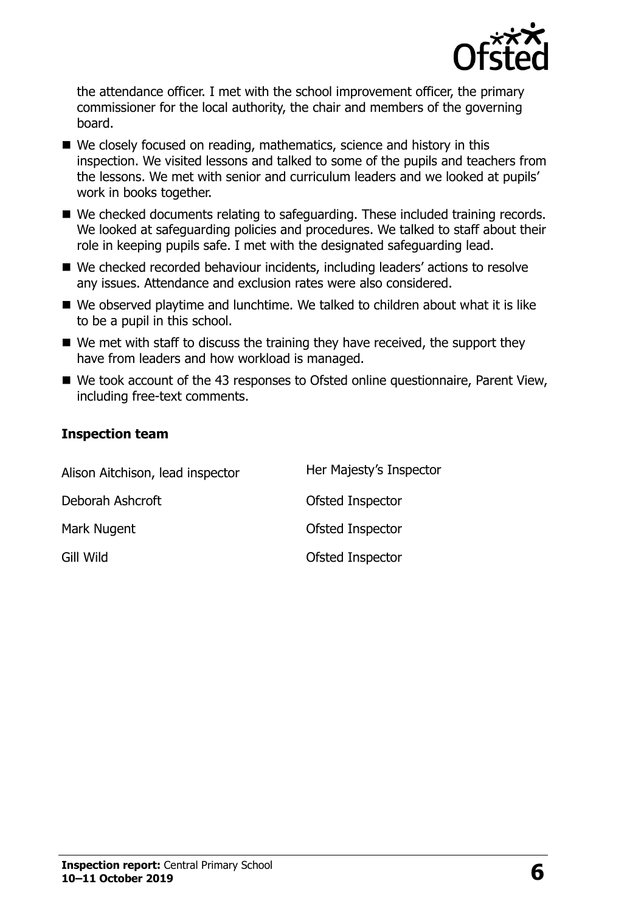the attendance officer. I met with the school improvement officer, the primary commissioner for the local authority, the chair and members of the governing board.

- We closely focused on reading, mathematics, science and history in this inspection. We visited lessons and talked to some of the pupils and teachers from the lessons. We met with senior and curriculum leaders and we looked at pupils' work in books together.
- We checked documents relating to safeguarding. These included training records. We looked at safeguarding policies and procedures. We talked to staff about their role in keeping pupils safe. I met with the designated safeguarding lead.
- We checked recorded behaviour incidents, including leaders' actions to resolve any issues. Attendance and exclusion rates were also considered.
- We observed playtime and lunchtime. We talked to children about what it is like to be a pupil in this school.
- We met with staff to discuss the training they have received, the support they have from leaders and how workload is managed.
- We took account of the 43 responses to Ofsted online questionnaire, Parent View, including free-text comments.

### Inspection team

| | |
|---|---|
| Alison Aitchison, lead inspector | Her Majesty's Inspector |
| Deborah Ashcroft | Ofsted Inspector |
| Mark Nugent | Ofsted Inspector |
| Gill Wild | Ofsted Inspector |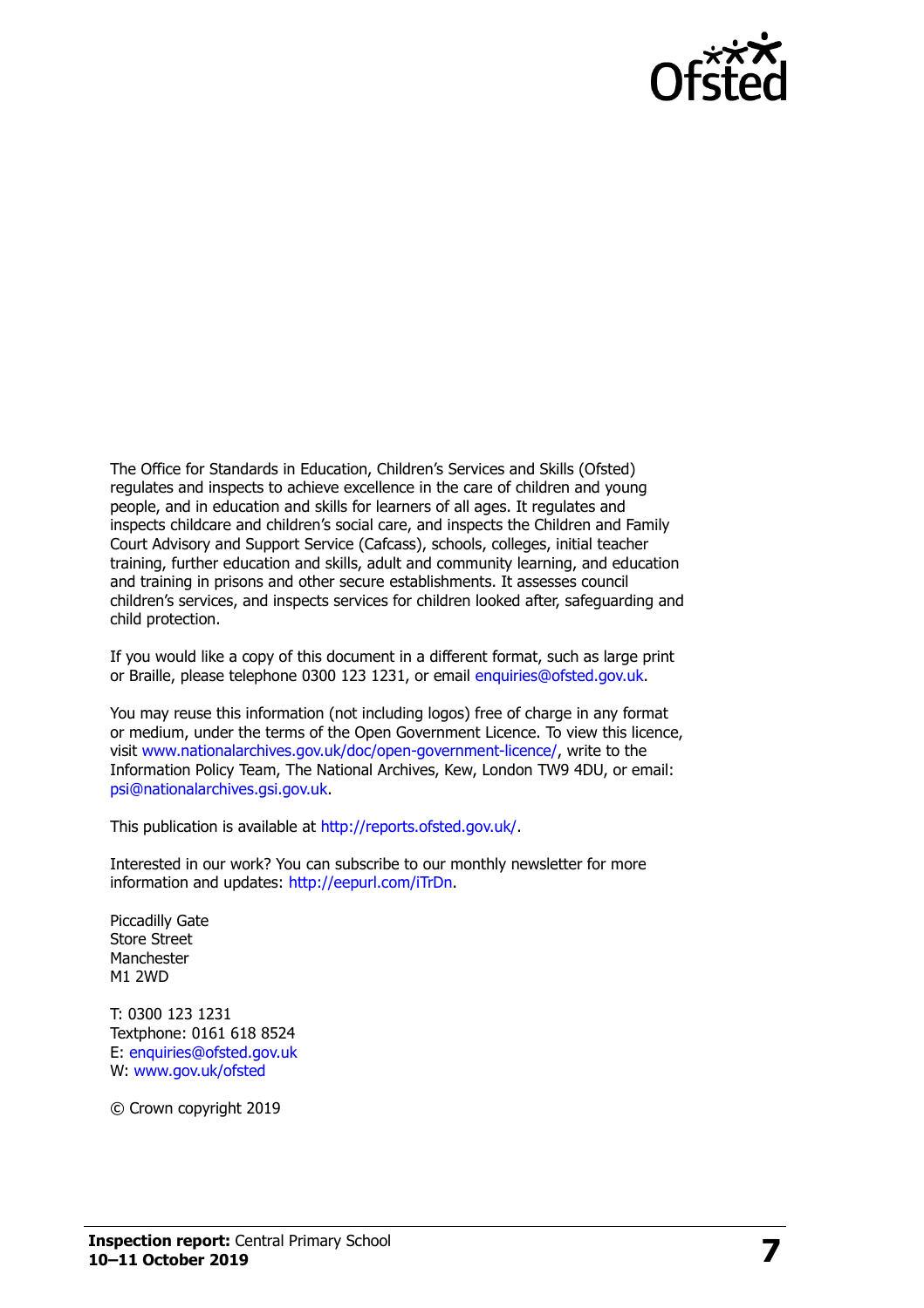The Office for Standards in Education, Children's Services and Skills (Ofsted) regulates and inspects to achieve excellence in the care of children and young people, and in education and skills for learners of all ages. It regulates and inspects childcare and children's social care, and inspects the Children and Family Court Advisory and Support Service (Cafcass), schools, colleges, initial teacher training, further education and skills, adult and community learning, and education and training in prisons and other secure establishments. It assesses council children's services, and inspects services for children looked after, safeguarding and child protection.

If you would like a copy of this document in a different format, such as large print or Braille, please telephone 0300 123 1231, or email enquiries@ofsted.gov.uk.

You may reuse this information (not including logos) free of charge in any format or medium, under the terms of the Open Government Licence. To view this licence, visit www.nationalarchives.gov.uk/doc/open-government-licence/, write to the Information Policy Team, The National Archives, Kew, London TW9 4DU, or email: psi@nationalarchives.gsi.gov.uk.

This publication is available at http://reports.ofsted.gov.uk/.

Interested in our work? You can subscribe to our monthly newsletter for more information and updates: http://eepurl.com/iTrDn.

Piccadilly Gate
Store Street
Manchester
M1 2WD

T: 0300 123 1231
Textphone: 0161 618 8524
E: enquiries@ofsted.gov.uk
W: www.gov.uk/ofsted

© Crown copyright 2019